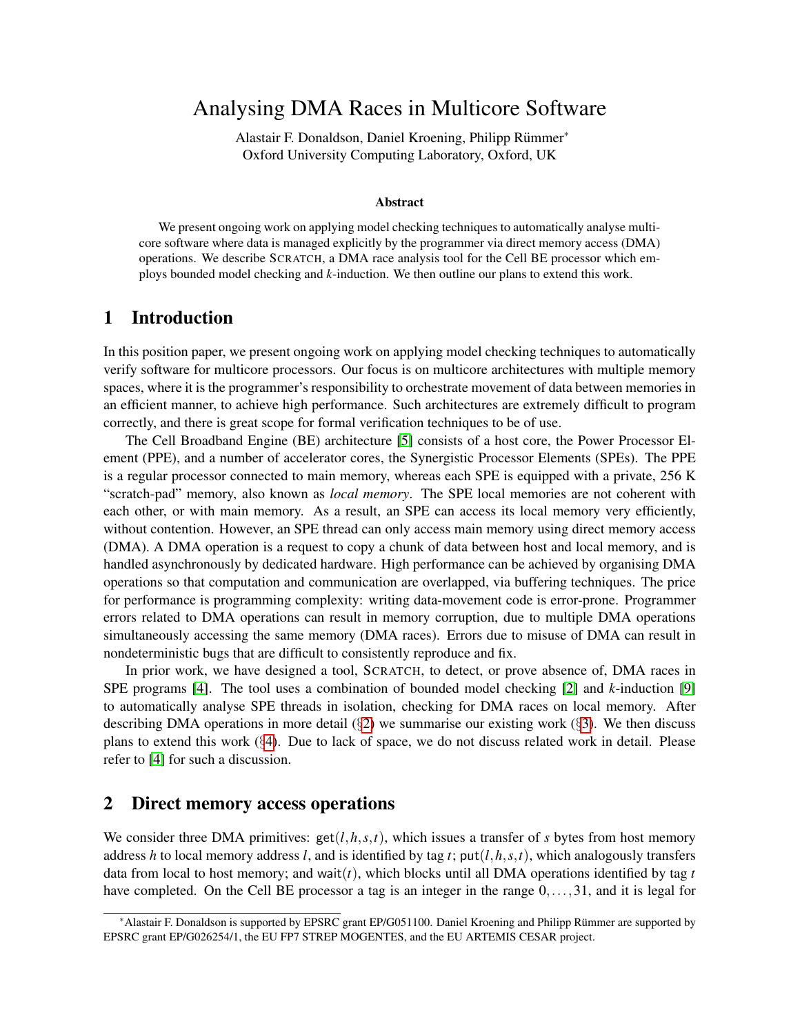# Analysing DMA Races in Multicore Software

Alastair F. Donaldson, Daniel Kroening, Philipp Rümmer*
Oxford University Computing Laboratory, Oxford, UK

### Abstract

We present ongoing work on applying model checking techniques to automatically analyse multicore software where data is managed explicitly by the programmer via direct memory access (DMA) operations. We describe SCRATCH, a DMA race analysis tool for the Cell BE processor which employs bounded model checking and *k*-induction. We then outline our plans to extend this work.

## 1 Introduction

In this position paper, we present ongoing work on applying model checking techniques to automatically verify software for multicore processors. Our focus is on multicore architectures with multiple memory spaces, where it is the programmer's responsibility to orchestrate movement of data between memories in an efficient manner, to achieve high performance. Such architectures are extremely difficult to program correctly, and there is great scope for formal verification techniques to be of use.

The Cell Broadband Engine (BE) architecture [5] consists of a host core, the Power Processor Element (PPE), and a number of accelerator cores, the Synergistic Processor Elements (SPEs). The PPE is a regular processor connected to main memory, whereas each SPE is equipped with a private, 256 K "scratch-pad" memory, also known as *local memory*. The SPE local memories are not coherent with each other, or with main memory. As a result, an SPE can access its local memory very efficiently, without contention. However, an SPE thread can only access main memory using direct memory access (DMA). A DMA operation is a request to copy a chunk of data between host and local memory, and is handled asynchronously by dedicated hardware. High performance can be achieved by organising DMA operations so that computation and communication are overlapped, via buffering techniques. The price for performance is programming complexity: writing data-movement code is error-prone. Programmer errors related to DMA operations can result in memory corruption, due to multiple DMA operations simultaneously accessing the same memory (DMA races). Errors due to misuse of DMA can result in nondeterministic bugs that are difficult to consistently reproduce and fix.

In prior work, we have designed a tool, SCRATCH, to detect, or prove absence of, DMA races in SPE programs [4]. The tool uses a combination of bounded model checking [2] and *k*-induction [9] to automatically analyse SPE threads in isolation, checking for DMA races on local memory. After describing DMA operations in more detail (§2) we summarise our existing work (§3). We then discuss plans to extend this work (§4). Due to lack of space, we do not discuss related work in detail. Please refer to [4] for such a discussion.

## 2 Direct memory access operations

We consider three DMA primitives: $\mathsf{get}(l,h,s,t)$, which issues a transfer of $s$ bytes from host memory address $h$ to local memory address $l$, and is identified by tag $t$; $\mathsf{put}(l,h,s,t)$, which analogously transfers data from local to host memory; and $\mathsf{wait}(t)$, which blocks until all DMA operations identified by tag $t$ have completed. On the Cell BE processor a tag is an integer in the range $0,\ldots,31$, and it is legal for

*Alastair F. Donaldson is supported by EPSRC grant EP/G051100. Daniel Kroening and Philipp Rümmer are supported by EPSRC grant EP/G026254/1, the EU FP7 STREP MOGENTES, and the EU ARTEMIS CESAR project.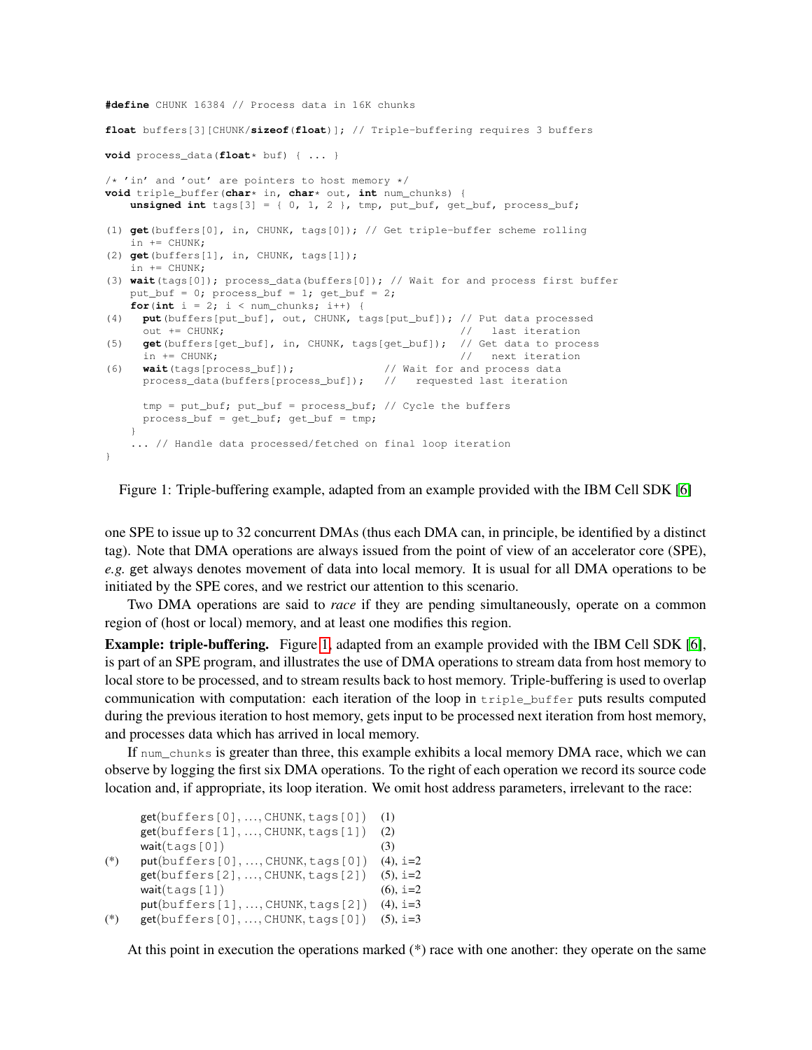```
#define CHUNK 16384 // Process data in 16K chunks

float buffers[3][CHUNK/sizeof(float)]; // Triple-buffering requires 3 buffers

void process_data(float* buf) { ... }

/* 'in' and 'out' are pointers to host memory */
void triple_buffer(char* in, char* out, int num_chunks) {
    unsigned int tags[3] = { 0, 1, 2 }, tmp, put_buf, get_buf, process_buf;

(1) get(buffers[0], in, CHUNK, tags[0]); // Get triple-buffer scheme rolling
    in += CHUNK;
(2) get(buffers[1], in, CHUNK, tags[1]);
    in += CHUNK;
(3) wait(tags[0]); process_data(buffers[0]); // Wait for and process first buffer
    put_buf = 0; process_buf = 1; get_buf = 2;
    for(int i = 2; i < num_chunks; i++) {
(4)   put(buffers[put_buf], out, CHUNK, tags[put_buf]); // Put data processed
      out += CHUNK;                                      //   last iteration
(5)   get(buffers[get_buf], in, CHUNK, tags[get_buf]);  // Get data to process
      in += CHUNK;                                       //   next iteration
(6)   wait(tags[process_buf]);              // Wait for and process data
      process_data(buffers[process_buf]);   //   requested last iteration

      tmp = put_buf; put_buf = process_buf; // Cycle the buffers
      process_buf = get_buf; get_buf = tmp;
    }
    ... // Handle data processed/fetched on final loop iteration
}
```

Figure 1: Triple-buffering example, adapted from an example provided with the IBM Cell SDK [6]

one SPE to issue up to 32 concurrent DMAs (thus each DMA can, in principle, be identified by a distinct tag). Note that DMA operations are always issued from the point of view of an accelerator core (SPE), *e.g.* get always denotes movement of data into local memory. It is usual for all DMA operations to be initiated by the SPE cores, and we restrict our attention to this scenario.

Two DMA operations are said to *race* if they are pending simultaneously, operate on a common region of (host or local) memory, and at least one modifies this region.

**Example: triple-buffering.** Figure 1, adapted from an example provided with the IBM Cell SDK [6], is part of an SPE program, and illustrates the use of DMA operations to stream data from host memory to local store to be processed, and to stream results back to host memory. Triple-buffering is used to overlap communication with computation: each iteration of the loop in `triple_buffer` puts results computed during the previous iteration to host memory, gets input to be processed next iteration from host memory, and processes data which has arrived in local memory.

If `num_chunks` is greater than three, this example exhibits a local memory DMA race, which we can observe by logging the first six DMA operations. To the right of each operation we record its source code location and, if appropriate, its loop iteration. We omit host address parameters, irrelevant to the race:

```
    get(buffers[0], ..., CHUNK, tags[0])   (1)
    get(buffers[1], ..., CHUNK, tags[1])   (2)
    wait(tags[0])                          (3)
(*) put(buffers[0], ..., CHUNK, tags[0])   (4), i=2
    get(buffers[2], ..., CHUNK, tags[2])   (5), i=2
    wait(tags[1])                          (6), i=2
    put(buffers[1], ..., CHUNK, tags[2])   (4), i=3
(*) get(buffers[0], ..., CHUNK, tags[0])   (5), i=3
```

At this point in execution the operations marked (*) race with one another: they operate on the same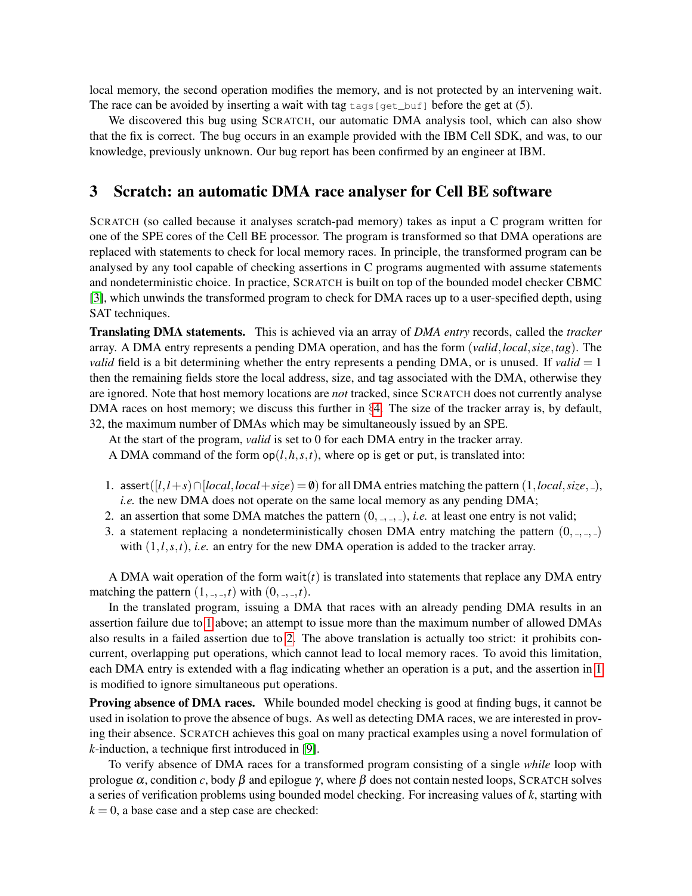local memory, the second operation modifies the memory, and is not protected by an intervening wait. The race can be avoided by inserting a wait with tag `tags[get_buf]` before the get at (5).

We discovered this bug using SCRATCH, our automatic DMA analysis tool, which can also show that the fix is correct. The bug occurs in an example provided with the IBM Cell SDK, and was, to our knowledge, previously unknown. Our bug report has been confirmed by an engineer at IBM.

## 3 Scratch: an automatic DMA race analyser for Cell BE software

SCRATCH (so called because it analyses scratch-pad memory) takes as input a C program written for one of the SPE cores of the Cell BE processor. The program is transformed so that DMA operations are replaced with statements to check for local memory races. In principle, the transformed program can be analysed by any tool capable of checking assertions in C programs augmented with assume statements and nondeterministic choice. In practice, SCRATCH is built on top of the bounded model checker CBMC [3], which unwinds the transformed program to check for DMA races up to a user-specified depth, using SAT techniques.

**Translating DMA statements.** This is achieved via an array of *DMA entry* records, called the *tracker* array. A DMA entry represents a pending DMA operation, and has the form $(valid, local, size, tag)$. The *valid* field is a bit determining whether the entry represents a pending DMA, or is unused. If $valid = 1$ then the remaining fields store the local address, size, and tag associated with the DMA, otherwise they are ignored. Note that host memory locations are *not* tracked, since SCRATCH does not currently analyse DMA races on host memory; we discuss this further in §4. The size of the tracker array is, by default, 32, the maximum number of DMAs which may be simultaneously issued by an SPE.

At the start of the program, *valid* is set to 0 for each DMA entry in the tracker array.

A DMA command of the form $\mathsf{op}(l, h, s, t)$, where op is get or put, is translated into:

1. $\mathsf{assert}([l, l+s) \cap [local, local+size) = \emptyset)$ for all DMA entries matching the pattern $(1, local, size, \_)$, *i.e.* the new DMA does not operate on the same local memory as any pending DMA;
2. an assertion that some DMA matches the pattern $(0, \_, \_, \_)$, *i.e.* at least one entry is not valid;
3. a statement replacing a nondeterministically chosen DMA entry matching the pattern $(0, \_, \_, \_)$ with $(1, l, s, t)$, *i.e.* an entry for the new DMA operation is added to the tracker array.

A DMA wait operation of the form $\mathsf{wait}(t)$ is translated into statements that replace any DMA entry matching the pattern $(1, \_, \_, t)$ with $(0, \_, \_, t)$.

In the translated program, issuing a DMA that races with an already pending DMA results in an assertion failure due to 1 above; an attempt to issue more than the maximum number of allowed DMAs also results in a failed assertion due to 2. The above translation is actually too strict: it prohibits concurrent, overlapping put operations, which cannot lead to local memory races. To avoid this limitation, each DMA entry is extended with a flag indicating whether an operation is a put, and the assertion in 1 is modified to ignore simultaneous put operations.

**Proving absence of DMA races.** While bounded model checking is good at finding bugs, it cannot be used in isolation to prove the absence of bugs. As well as detecting DMA races, we are interested in proving their absence. SCRATCH achieves this goal on many practical examples using a novel formulation of $k$-induction, a technique first introduced in [9].

To verify absence of DMA races for a transformed program consisting of a single *while* loop with prologue $\alpha$, condition $c$, body $\beta$ and epilogue $\gamma$, where $\beta$ does not contain nested loops, SCRATCH solves a series of verification problems using bounded model checking. For increasing values of $k$, starting with $k = 0$, a base case and a step case are checked: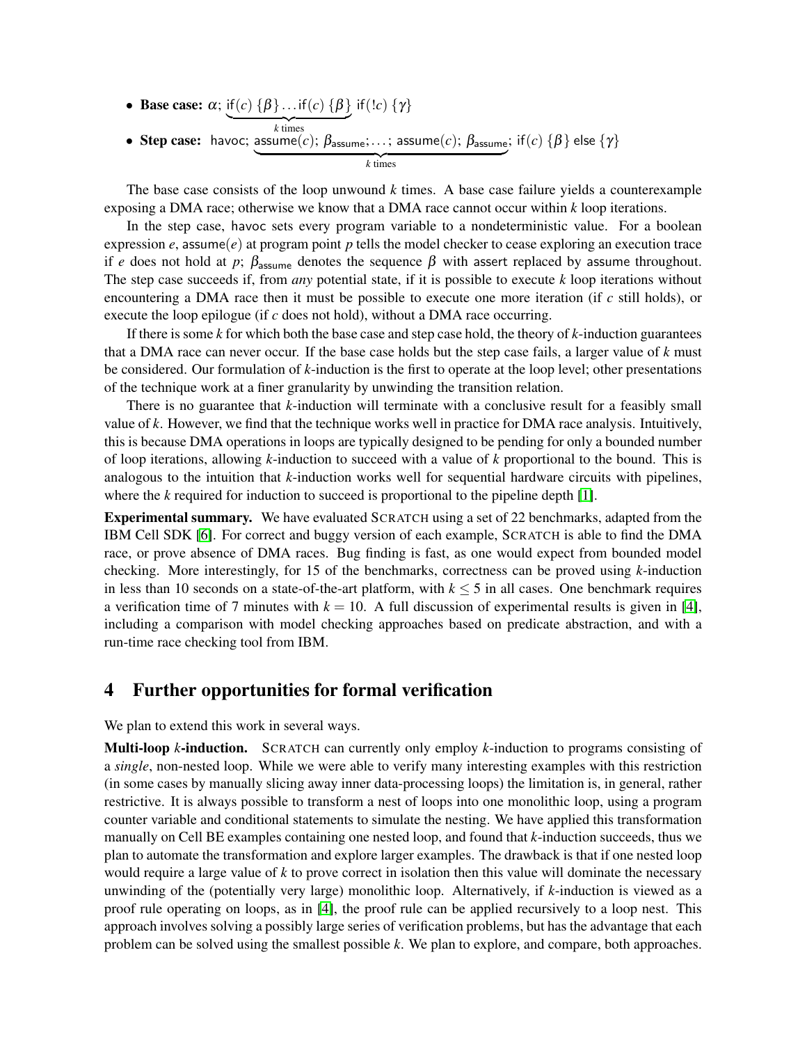- **Base case:** $\alpha$; $\underbrace{\mathsf{if}(c)\ \{\beta\} \ldots \mathsf{if}(c)\ \{\beta\}}_{k \text{ times}}$ $\mathsf{if}(!c)\ \{\gamma\}$
- **Step case:** $\mathsf{havoc}$; $\underbrace{\mathsf{assume}(c);\ \beta_{\mathsf{assume}}; \ldots;\ \mathsf{assume}(c);\ \beta_{\mathsf{assume}}}_{k \text{ times}}$; $\mathsf{if}(c)\ \{\beta\}\ \mathsf{else}\ \{\gamma\}$

The base case consists of the loop unwound $k$ times. A base case failure yields a counterexample exposing a DMA race; otherwise we know that a DMA race cannot occur within $k$ loop iterations.

In the step case, havoc sets every program variable to a nondeterministic value. For a boolean expression $e$, assume($e$) at program point $p$ tells the model checker to cease exploring an execution trace if $e$ does not hold at $p$; $\beta_{\mathsf{assume}}$ denotes the sequence $\beta$ with assert replaced by assume throughout. The step case succeeds if, from *any* potential state, if it is possible to execute $k$ loop iterations without encountering a DMA race then it must be possible to execute one more iteration (if $c$ still holds), or execute the loop epilogue (if $c$ does not hold), without a DMA race occurring.

If there is some $k$ for which both the base case and step case hold, the theory of $k$-induction guarantees that a DMA race can never occur. If the base case holds but the step case fails, a larger value of $k$ must be considered. Our formulation of $k$-induction is the first to operate at the loop level; other presentations of the technique work at a finer granularity by unwinding the transition relation.

There is no guarantee that $k$-induction will terminate with a conclusive result for a feasibly small value of $k$. However, we find that the technique works well in practice for DMA race analysis. Intuitively, this is because DMA operations in loops are typically designed to be pending for only a bounded number of loop iterations, allowing $k$-induction to succeed with a value of $k$ proportional to the bound. This is analogous to the intuition that $k$-induction works well for sequential hardware circuits with pipelines, where the $k$ required for induction to succeed is proportional to the pipeline depth [1].

**Experimental summary.** We have evaluated SCRATCH using a set of 22 benchmarks, adapted from the IBM Cell SDK [6]. For correct and buggy version of each example, SCRATCH is able to find the DMA race, or prove absence of DMA races. Bug finding is fast, as one would expect from bounded model checking. More interestingly, for 15 of the benchmarks, correctness can be proved using $k$-induction in less than 10 seconds on a state-of-the-art platform, with $k \leq 5$ in all cases. One benchmark requires a verification time of 7 minutes with $k = 10$. A full discussion of experimental results is given in [4], including a comparison with model checking approaches based on predicate abstraction, and with a run-time race checking tool from IBM.

## 4 Further opportunities for formal verification

We plan to extend this work in several ways.

**Multi-loop $k$-induction.** SCRATCH can currently only employ $k$-induction to programs consisting of a *single*, non-nested loop. While we were able to verify many interesting examples with this restriction (in some cases by manually slicing away inner data-processing loops) the limitation is, in general, rather restrictive. It is always possible to transform a nest of loops into one monolithic loop, using a program counter variable and conditional statements to simulate the nesting. We have applied this transformation manually on Cell BE examples containing one nested loop, and found that $k$-induction succeeds, thus we plan to automate the transformation and explore larger examples. The drawback is that if one nested loop would require a large value of $k$ to prove correct in isolation then this value will dominate the necessary unwinding of the (potentially very large) monolithic loop. Alternatively, if $k$-induction is viewed as a proof rule operating on loops, as in [4], the proof rule can be applied recursively to a loop nest. This approach involves solving a possibly large series of verification problems, but has the advantage that each problem can be solved using the smallest possible $k$. We plan to explore, and compare, both approaches.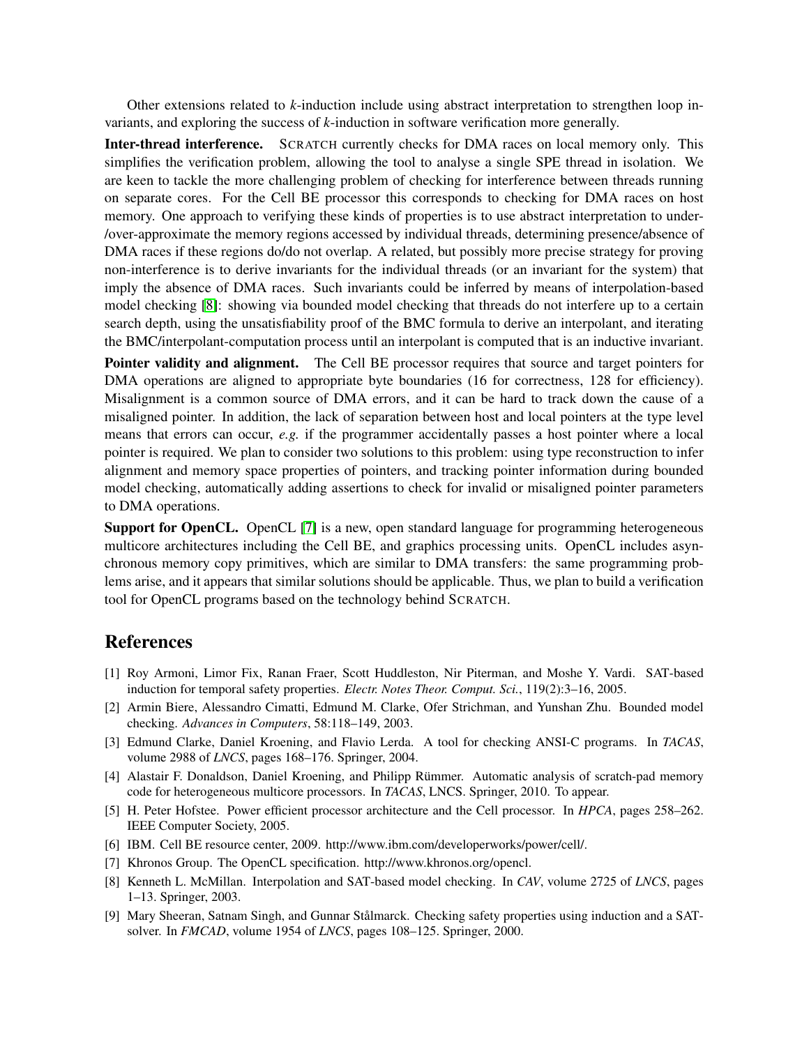Other extensions related to *k*-induction include using abstract interpretation to strengthen loop invariants, and exploring the success of *k*-induction in software verification more generally.

**Inter-thread interference.** SCRATCH currently checks for DMA races on local memory only. This simplifies the verification problem, allowing the tool to analyse a single SPE thread in isolation. We are keen to tackle the more challenging problem of checking for interference between threads running on separate cores. For the Cell BE processor this corresponds to checking for DMA races on host memory. One approach to verifying these kinds of properties is to use abstract interpretation to under-/over-approximate the memory regions accessed by individual threads, determining presence/absence of DMA races if these regions do/do not overlap. A related, but possibly more precise strategy for proving non-interference is to derive invariants for the individual threads (or an invariant for the system) that imply the absence of DMA races. Such invariants could be inferred by means of interpolation-based model checking [8]: showing via bounded model checking that threads do not interfere up to a certain search depth, using the unsatisfiability proof of the BMC formula to derive an interpolant, and iterating the BMC/interpolant-computation process until an interpolant is computed that is an inductive invariant.

**Pointer validity and alignment.** The Cell BE processor requires that source and target pointers for DMA operations are aligned to appropriate byte boundaries (16 for correctness, 128 for efficiency). Misalignment is a common source of DMA errors, and it can be hard to track down the cause of a misaligned pointer. In addition, the lack of separation between host and local pointers at the type level means that errors can occur, *e.g.* if the programmer accidentally passes a host pointer where a local pointer is required. We plan to consider two solutions to this problem: using type reconstruction to infer alignment and memory space properties of pointers, and tracking pointer information during bounded model checking, automatically adding assertions to check for invalid or misaligned pointer parameters to DMA operations.

**Support for OpenCL.** OpenCL [7] is a new, open standard language for programming heterogeneous multicore architectures including the Cell BE, and graphics processing units. OpenCL includes asynchronous memory copy primitives, which are similar to DMA transfers: the same programming problems arise, and it appears that similar solutions should be applicable. Thus, we plan to build a verification tool for OpenCL programs based on the technology behind SCRATCH.

## References

[1] Roy Armoni, Limor Fix, Ranan Fraer, Scott Huddleston, Nir Piterman, and Moshe Y. Vardi. SAT-based induction for temporal safety properties. *Electr. Notes Theor. Comput. Sci.*, 119(2):3–16, 2005.

[2] Armin Biere, Alessandro Cimatti, Edmund M. Clarke, Ofer Strichman, and Yunshan Zhu. Bounded model checking. *Advances in Computers*, 58:118–149, 2003.

[3] Edmund Clarke, Daniel Kroening, and Flavio Lerda. A tool for checking ANSI-C programs. In *TACAS*, volume 2988 of *LNCS*, pages 168–176. Springer, 2004.

[4] Alastair F. Donaldson, Daniel Kroening, and Philipp Rümmer. Automatic analysis of scratch-pad memory code for heterogeneous multicore processors. In *TACAS*, LNCS. Springer, 2010. To appear.

[5] H. Peter Hofstee. Power efficient processor architecture and the Cell processor. In *HPCA*, pages 258–262. IEEE Computer Society, 2005.

[6] IBM. Cell BE resource center, 2009. http://www.ibm.com/developerworks/power/cell/.

[7] Khronos Group. The OpenCL specification. http://www.khronos.org/opencl.

[8] Kenneth L. McMillan. Interpolation and SAT-based model checking. In *CAV*, volume 2725 of *LNCS*, pages 1–13. Springer, 2003.

[9] Mary Sheeran, Satnam Singh, and Gunnar Stålmarck. Checking safety properties using induction and a SAT-solver. In *FMCAD*, volume 1954 of *LNCS*, pages 108–125. Springer, 2000.